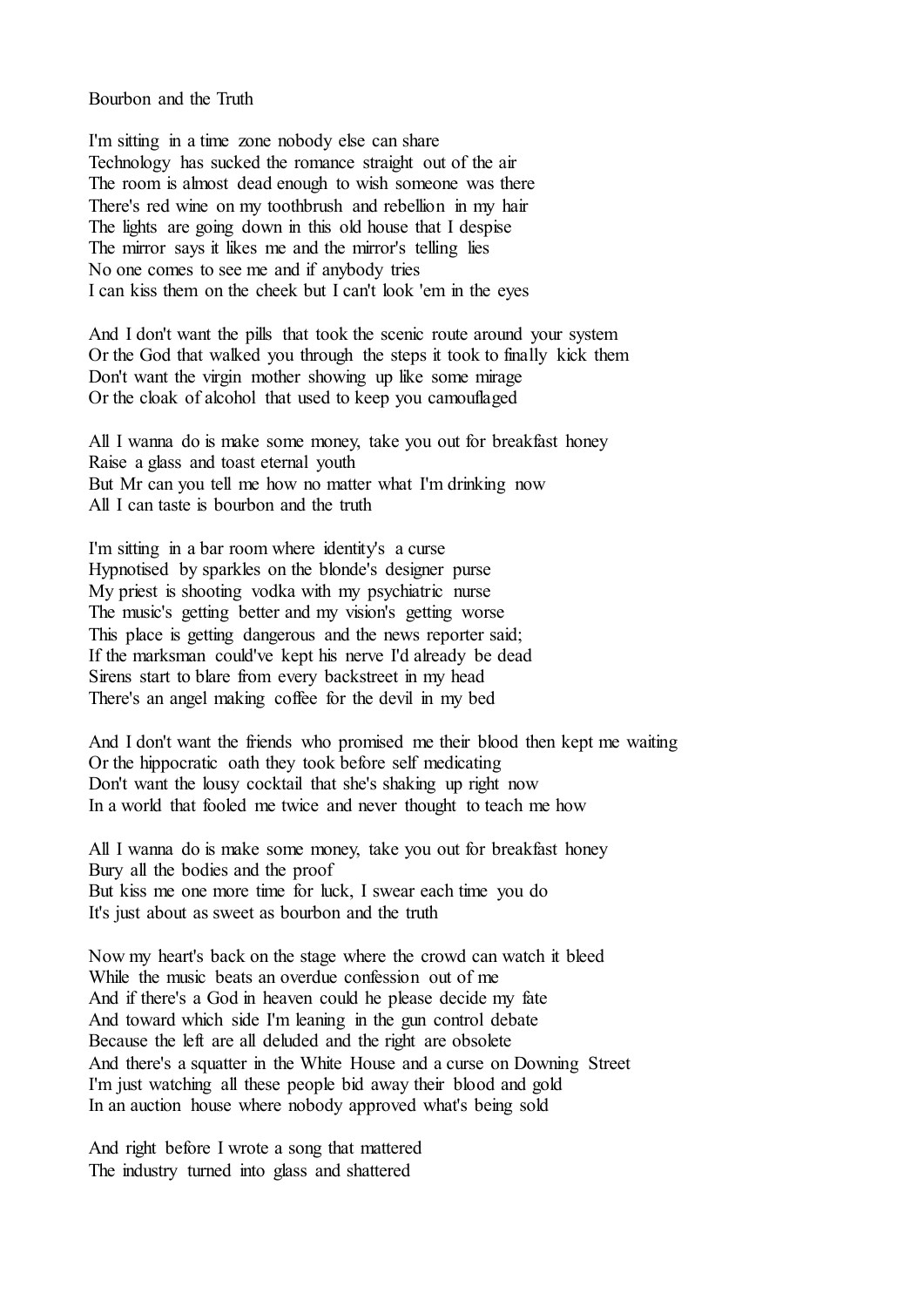Bourbon and the Truth

I'm sitting in a time zone nobody else can share  
Technology has sucked the romance straight out of the air  
The room is almost dead enough to wish someone was there  
There's red wine on my toothbrush and rebellion in my hair  
The lights are going down in this old house that I despise  
The mirror says it likes me and the mirror's telling lies  
No one comes to see me and if anybody tries  
I can kiss them on the cheek but I can't look 'em in the eyes

And I don't want the pills that took the scenic route around your system  
Or the God that walked you through the steps it took to finally kick them  
Don't want the virgin mother showing up like some mirage  
Or the cloak of alcohol that used to keep you camouflaged

All I wanna do is make some money, take you out for breakfast honey  
Raise a glass and toast eternal youth  
But Mr can you tell me how no matter what I'm drinking now  
All I can taste is bourbon and the truth

I'm sitting in a bar room where identity's a curse  
Hypnotised by sparkles on the blonde's designer purse  
My priest is shooting vodka with my psychiatric nurse  
The music's getting better and my vision's getting worse  
This place is getting dangerous and the news reporter said;  
If the marksman could've kept his nerve I'd already be dead  
Sirens start to blare from every backstreet in my head  
There's an angel making coffee for the devil in my bed

And I don't want the friends who promised me their blood then kept me waiting  
Or the hippocratic oath they took before self medicating  
Don't want the lousy cocktail that she's shaking up right now  
In a world that fooled me twice and never thought to teach me how

All I wanna do is make some money, take you out for breakfast honey  
Bury all the bodies and the proof  
But kiss me one more time for luck, I swear each time you do  
It's just about as sweet as bourbon and the truth

Now my heart's back on the stage where the crowd can watch it bleed  
While the music beats an overdue confession out of me  
And if there's a God in heaven could he please decide my fate  
And toward which side I'm leaning in the gun control debate  
Because the left are all deluded and the right are obsolete  
And there's a squatter in the White House and a curse on Downing Street  
I'm just watching all these people bid away their blood and gold  
In an auction house where nobody approved what's being sold

And right before I wrote a song that mattered  
The industry turned into glass and shattered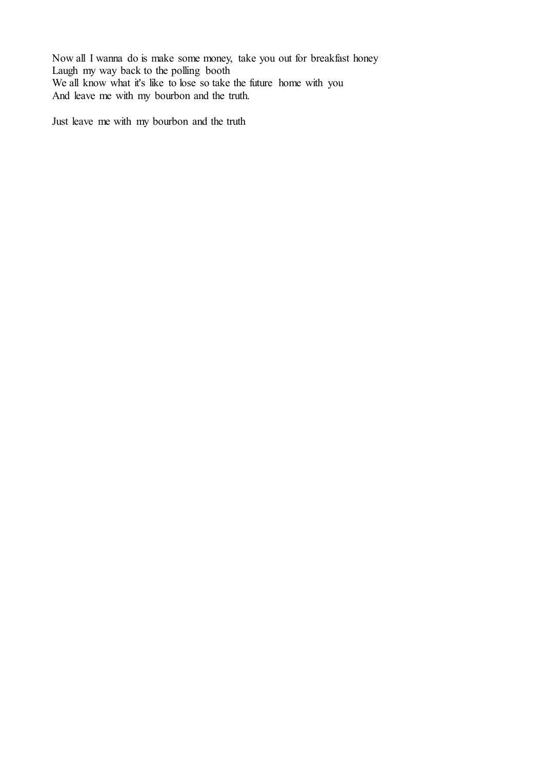Now all I wanna do is make some money, take you out for breakfast honey
Laugh my way back to the polling booth
We all know what it's like to lose so take the future home with you
And leave me with my bourbon and the truth.

Just leave me with my bourbon and the truth